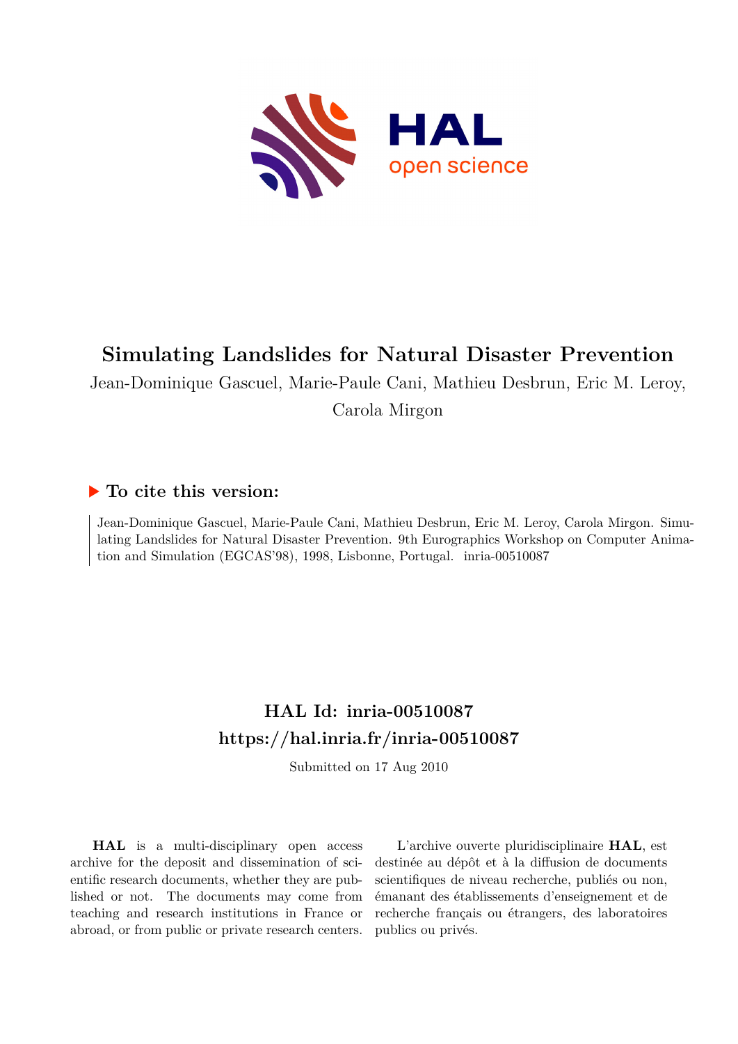# Simulating Landslides for Natural Disaster Prevention

Jean-Dominique Gascuel, Marie-Paule Cani, Mathieu Desbrun, Eric M. Leroy, Carola Mirgon

## ▶ To cite this version:

Jean-Dominique Gascuel, Marie-Paule Cani, Mathieu Desbrun, Eric M. Leroy, Carola Mirgon. Simulating Landslides for Natural Disaster Prevention. 9th Eurographics Workshop on Computer Animation and Simulation (EGCAS'98), 1998, Lisbonne, Portugal. inria-00510087

## HAL Id: inria-00510087
## https://hal.inria.fr/inria-00510087

Submitted on 17 Aug 2010

**HAL** is a multi-disciplinary open access archive for the deposit and dissemination of scientific research documents, whether they are published or not. The documents may come from teaching and research institutions in France or abroad, or from public or private research centers.

L'archive ouverte pluridisciplinaire **HAL**, est destinée au dépôt et à la diffusion de documents scientifiques de niveau recherche, publiés ou non, émanant des établissements d'enseignement et de recherche français ou étrangers, des laboratoires publics ou privés.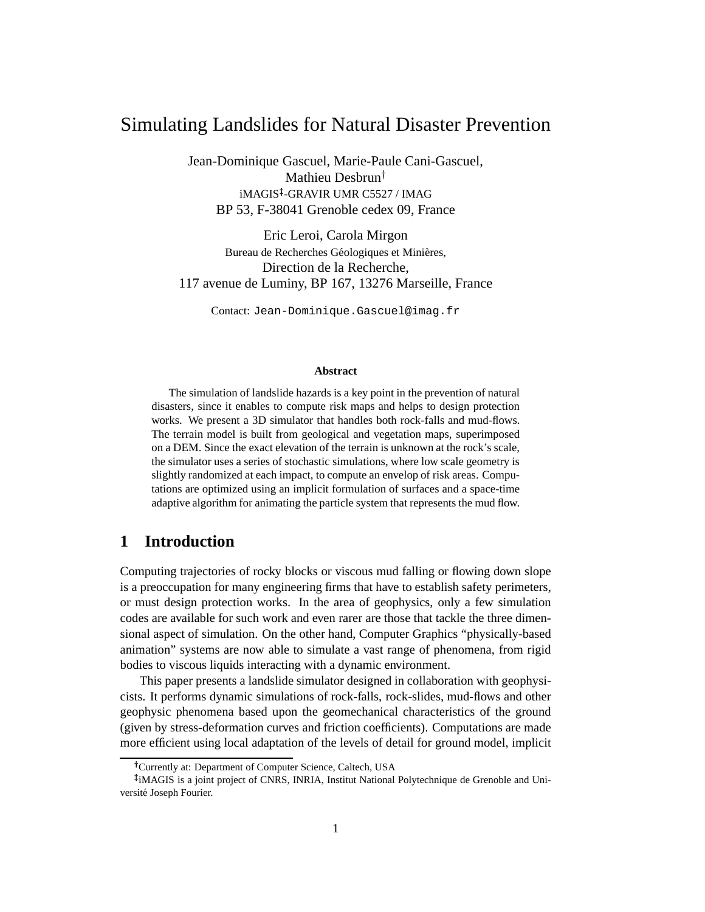# Simulating Landslides for Natural Disaster Prevention

Jean-Dominique Gascuel, Marie-Paule Cani-Gascuel,
Mathieu Desbrun[†]
iMAGIS[‡]-GRAVIR UMR C5527 / IMAG
BP 53, F-38041 Grenoble cedex 09, France

Eric Leroi, Carola Mirgon
Bureau de Recherches Géologiques et Minières,
Direction de la Recherche,
117 avenue de Luminy, BP 167, 13276 Marseille, France

Contact: `Jean-Dominique.Gascuel@imag.fr`

### Abstract

The simulation of landslide hazards is a key point in the prevention of natural disasters, since it enables to compute risk maps and helps to design protection works. We present a 3D simulator that handles both rock-falls and mud-flows. The terrain model is built from geological and vegetation maps, superimposed on a DEM. Since the exact elevation of the terrain is unknown at the rock's scale, the simulator uses a series of stochastic simulations, where low scale geometry is slightly randomized at each impact, to compute an envelop of risk areas. Computations are optimized using an implicit formulation of surfaces and a space-time adaptive algorithm for animating the particle system that represents the mud flow.

## 1 Introduction

Computing trajectories of rocky blocks or viscous mud falling or flowing down slope is a preoccupation for many engineering firms that have to establish safety perimeters, or must design protection works. In the area of geophysics, only a few simulation codes are available for such work and even rarer are those that tackle the three dimensional aspect of simulation. On the other hand, Computer Graphics "physically-based animation" systems are now able to simulate a vast range of phenomena, from rigid bodies to viscous liquids interacting with a dynamic environment.

This paper presents a landslide simulator designed in collaboration with geophysicists. It performs dynamic simulations of rock-falls, rock-slides, mud-flows and other geophysic phenomena based upon the geomechanical characteristics of the ground (given by stress-deformation curves and friction coefficients). Computations are made more efficient using local adaptation of the levels of detail for ground model, implicit

[†]Currently at: Department of Computer Science, Caltech, USA

[‡]iMAGIS is a joint project of CNRS, INRIA, Institut National Polytechnique de Grenoble and Université Joseph Fourier.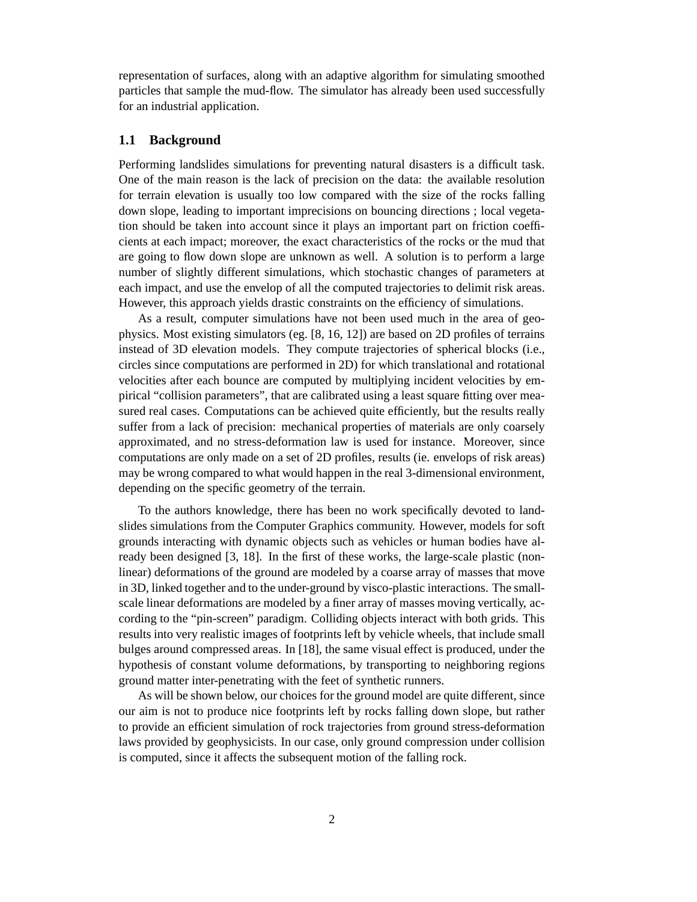representation of surfaces, along with an adaptive algorithm for simulating smoothed particles that sample the mud-flow. The simulator has already been used successfully for an industrial application.

## 1.1 Background

Performing landslides simulations for preventing natural disasters is a difficult task. One of the main reason is the lack of precision on the data: the available resolution for terrain elevation is usually too low compared with the size of the rocks falling down slope, leading to important imprecisions on bouncing directions ; local vegetation should be taken into account since it plays an important part on friction coefficients at each impact; moreover, the exact characteristics of the rocks or the mud that are going to flow down slope are unknown as well. A solution is to perform a large number of slightly different simulations, which stochastic changes of parameters at each impact, and use the envelop of all the computed trajectories to delimit risk areas. However, this approach yields drastic constraints on the efficiency of simulations.

As a result, computer simulations have not been used much in the area of geophysics. Most existing simulators (eg. [8, 16, 12]) are based on 2D profiles of terrains instead of 3D elevation models. They compute trajectories of spherical blocks (i.e., circles since computations are performed in 2D) for which translational and rotational velocities after each bounce are computed by multiplying incident velocities by empirical "collision parameters", that are calibrated using a least square fitting over measured real cases. Computations can be achieved quite efficiently, but the results really suffer from a lack of precision: mechanical properties of materials are only coarsely approximated, and no stress-deformation law is used for instance. Moreover, since computations are only made on a set of 2D profiles, results (ie. envelops of risk areas) may be wrong compared to what would happen in the real 3-dimensional environment, depending on the specific geometry of the terrain.

To the authors knowledge, there has been no work specifically devoted to landslides simulations from the Computer Graphics community. However, models for soft grounds interacting with dynamic objects such as vehicles or human bodies have already been designed [3, 18]. In the first of these works, the large-scale plastic (non-linear) deformations of the ground are modeled by a coarse array of masses that move in 3D, linked together and to the under-ground by visco-plastic interactions. The small-scale linear deformations are modeled by a finer array of masses moving vertically, according to the "pin-screen" paradigm. Colliding objects interact with both grids. This results into very realistic images of footprints left by vehicle wheels, that include small bulges around compressed areas. In [18], the same visual effect is produced, under the hypothesis of constant volume deformations, by transporting to neighboring regions ground matter inter-penetrating with the feet of synthetic runners.

As will be shown below, our choices for the ground model are quite different, since our aim is not to produce nice footprints left by rocks falling down slope, but rather to provide an efficient simulation of rock trajectories from ground stress-deformation laws provided by geophysicists. In our case, only ground compression under collision is computed, since it affects the subsequent motion of the falling rock.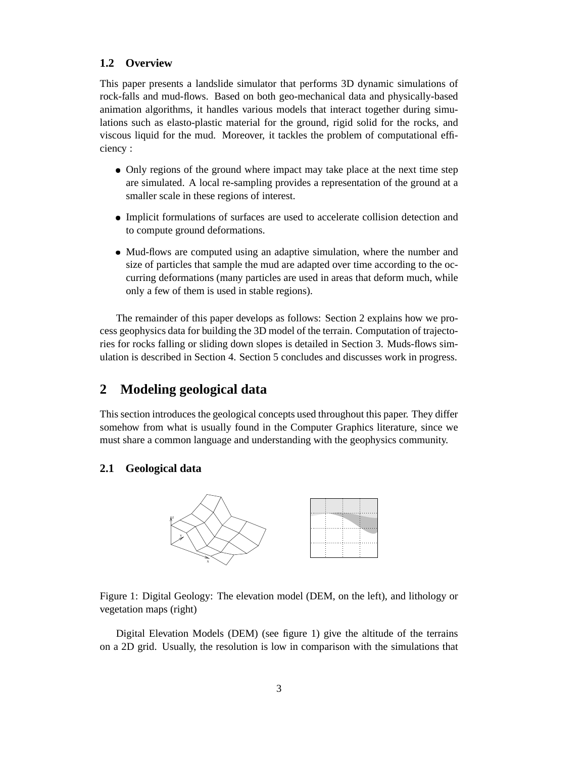### 1.2 Overview

This paper presents a landslide simulator that performs 3D dynamic simulations of rock-falls and mud-flows. Based on both geo-mechanical data and physically-based animation algorithms, it handles various models that interact together during simulations such as elasto-plastic material for the ground, rigid solid for the rocks, and viscous liquid for the mud. Moreover, it tackles the problem of computational efficiency :

- Only regions of the ground where impact may take place at the next time step are simulated. A local re-sampling provides a representation of the ground at a smaller scale in these regions of interest.
- Implicit formulations of surfaces are used to accelerate collision detection and to compute ground deformations.
- Mud-flows are computed using an adaptive simulation, where the number and size of particles that sample the mud are adapted over time according to the occurring deformations (many particles are used in areas that deform much, while only a few of them is used in stable regions).

The remainder of this paper develops as follows: Section 2 explains how we process geophysics data for building the 3D model of the terrain. Computation of trajectories for rocks falling or sliding down slopes is detailed in Section 3. Muds-flows simulation is described in Section 4. Section 5 concludes and discusses work in progress.

## 2 Modeling geological data

This section introduces the geological concepts used throughout this paper. They differ somehow from what is usually found in the Computer Graphics literature, since we must share a common language and understanding with the geophysics community.

### 2.1 Geological data

Figure 1: Digital Geology: The elevation model (DEM, on the left), and lithology or vegetation maps (right)

Digital Elevation Models (DEM) (see figure 1) give the altitude of the terrains on a 2D grid. Usually, the resolution is low in comparison with the simulations that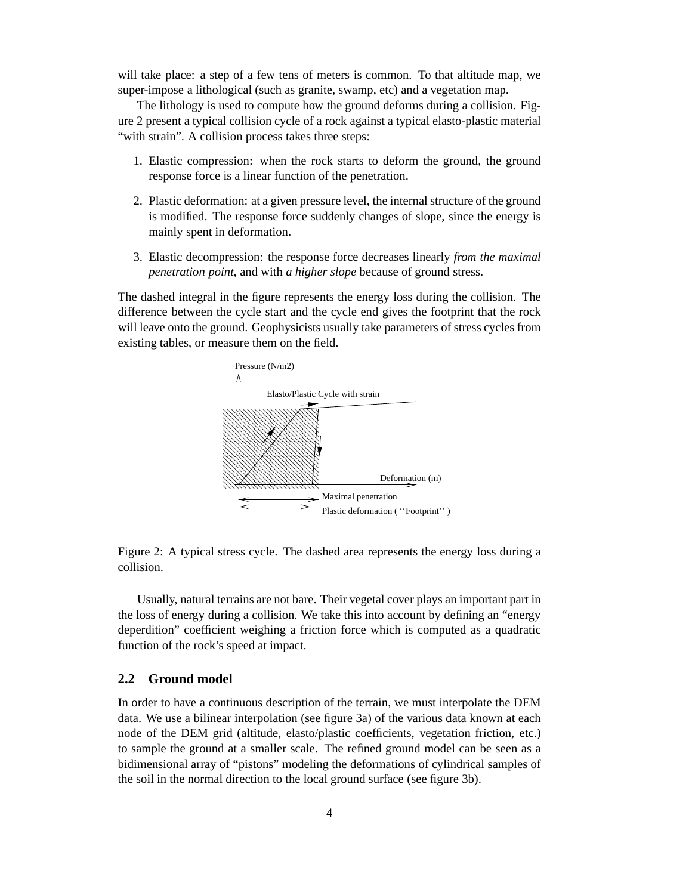will take place: a step of a few tens of meters is common. To that altitude map, we super-impose a lithological (such as granite, swamp, etc) and a vegetation map.

The lithology is used to compute how the ground deforms during a collision. Figure 2 present a typical collision cycle of a rock against a typical elasto-plastic material "with strain". A collision process takes three steps:

1. Elastic compression: when the rock starts to deform the ground, the ground response force is a linear function of the penetration.
2. Plastic deformation: at a given pressure level, the internal structure of the ground is modified. The response force suddenly changes of slope, since the energy is mainly spent in deformation.
3. Elastic decompression: the response force decreases linearly *from the maximal penetration point,* and with *a higher slope* because of ground stress.

The dashed integral in the figure represents the energy loss during the collision. The difference between the cycle start and the cycle end gives the footprint that the rock will leave onto the ground. Geophysicists usually take parameters of stress cycles from existing tables, or measure them on the field.

Figure 2: A typical stress cycle. The dashed area represents the energy loss during a collision.

Usually, natural terrains are not bare. Their vegetal cover plays an important part in the loss of energy during a collision. We take this into account by defining an "energy deperdition" coefficient weighing a friction force which is computed as a quadratic function of the rock's speed at impact.

## 2.2 Ground model

In order to have a continuous description of the terrain, we must interpolate the DEM data. We use a bilinear interpolation (see figure 3a) of the various data known at each node of the DEM grid (altitude, elasto/plastic coefficients, vegetation friction, etc.) to sample the ground at a smaller scale. The refined ground model can be seen as a bidimensional array of "pistons" modeling the deformations of cylindrical samples of the soil in the normal direction to the local ground surface (see figure 3b).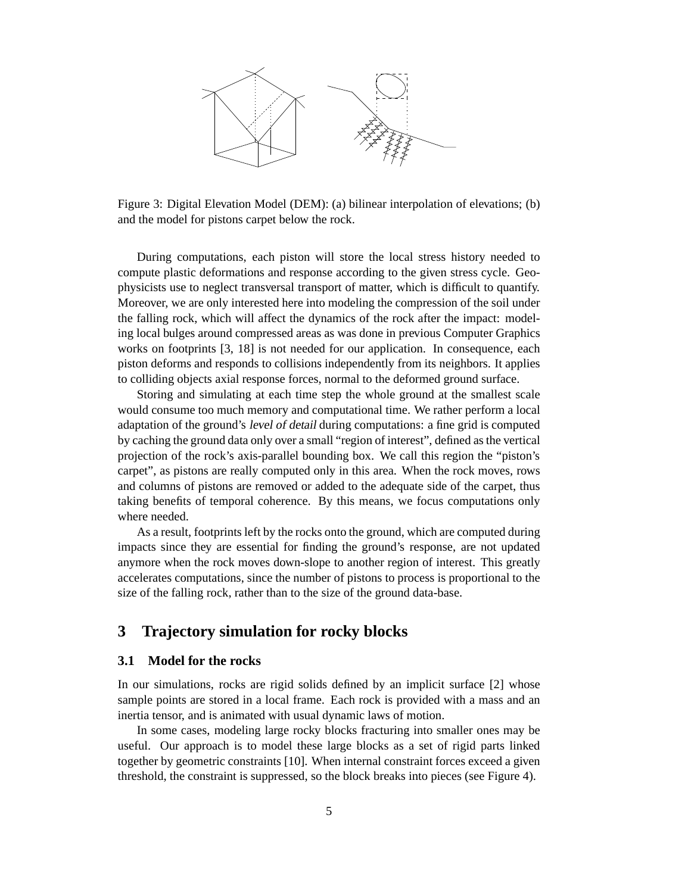Figure 3: Digital Elevation Model (DEM): (a) bilinear interpolation of elevations; (b) and the model for pistons carpet below the rock.

During computations, each piston will store the local stress history needed to compute plastic deformations and response according to the given stress cycle. Geophysicists use to neglect transversal transport of matter, which is difficult to quantify. Moreover, we are only interested here into modeling the compression of the soil under the falling rock, which will affect the dynamics of the rock after the impact: modeling local bulges around compressed areas as was done in previous Computer Graphics works on footprints [3, 18] is not needed for our application. In consequence, each piston deforms and responds to collisions independently from its neighbors. It applies to colliding objects axial response forces, normal to the deformed ground surface.

Storing and simulating at each time step the whole ground at the smallest scale would consume too much memory and computational time. We rather perform a local adaptation of the ground's *level of detail* during computations: a fine grid is computed by caching the ground data only over a small "region of interest", defined as the vertical projection of the rock's axis-parallel bounding box. We call this region the "piston's carpet", as pistons are really computed only in this area. When the rock moves, rows and columns of pistons are removed or added to the adequate side of the carpet, thus taking benefits of temporal coherence. By this means, we focus computations only where needed.

As a result, footprints left by the rocks onto the ground, which are computed during impacts since they are essential for finding the ground's response, are not updated anymore when the rock moves down-slope to another region of interest. This greatly accelerates computations, since the number of pistons to process is proportional to the size of the falling rock, rather than to the size of the ground data-base.

## 3 Trajectory simulation for rocky blocks

### 3.1 Model for the rocks

In our simulations, rocks are rigid solids defined by an implicit surface [2] whose sample points are stored in a local frame. Each rock is provided with a mass and an inertia tensor, and is animated with usual dynamic laws of motion.

In some cases, modeling large rocky blocks fracturing into smaller ones may be useful. Our approach is to model these large blocks as a set of rigid parts linked together by geometric constraints [10]. When internal constraint forces exceed a given threshold, the constraint is suppressed, so the block breaks into pieces (see Figure 4).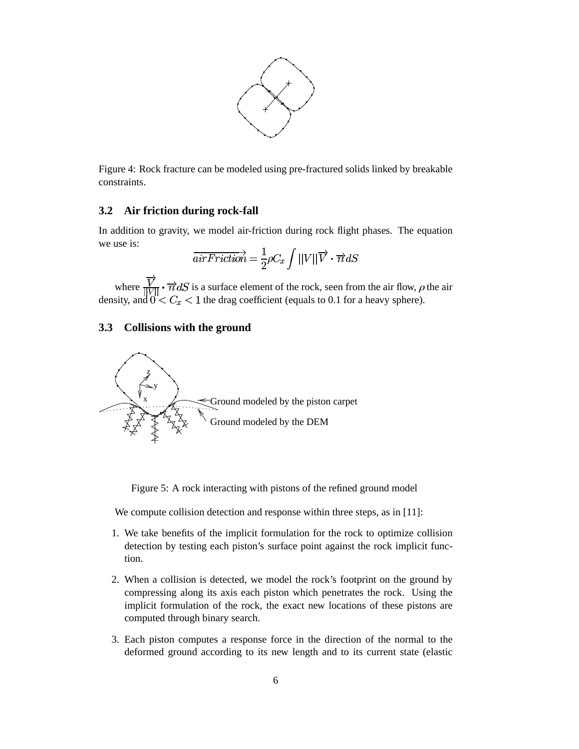Figure 4: Rock fracture can be modeled using pre-fractured solids linked by breakable constraints.

### 3.2 Air friction during rock-fall

In addition to gravity, we model air-friction during rock flight phases. The equation we use is:

$$\overrightarrow{airFriction} = \frac{1}{2}\rho C_x \int ||V|| \overrightarrow{V} \cdot \overrightarrow{n} dS$$

where $\frac{\overrightarrow{V}}{||V||} \cdot \overrightarrow{n} dS$ is a surface element of the rock, seen from the air flow, $\rho$ the air density, and $0 < C_x < 1$ the drag coefficient (equals to 0.1 for a heavy sphere).

### 3.3 Collisions with the ground

Figure 5: A rock interacting with pistons of the refined ground model

We compute collision detection and response within three steps, as in [11]:

1. We take benefits of the implicit formulation for the rock to optimize collision detection by testing each piston's surface point against the rock implicit function.
2. When a collision is detected, we model the rock's footprint on the ground by compressing along its axis each piston which penetrates the rock. Using the implicit formulation of the rock, the exact new locations of these pistons are computed through binary search.
3. Each piston computes a response force in the direction of the normal to the deformed ground according to its new length and to its current state (elastic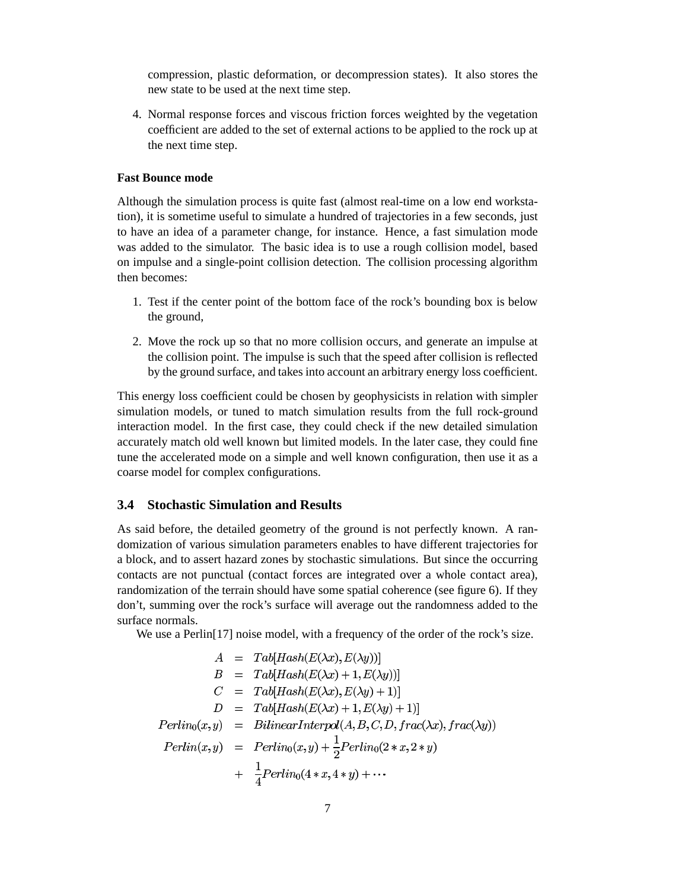compression, plastic deformation, or decompression states). It also stores the new state to be used at the next time step.

4. Normal response forces and viscous friction forces weighted by the vegetation coefficient are added to the set of external actions to be applied to the rock up at the next time step.

**Fast Bounce mode**

Although the simulation process is quite fast (almost real-time on a low end workstation), it is sometime useful to simulate a hundred of trajectories in a few seconds, just to have an idea of a parameter change, for instance. Hence, a fast simulation mode was added to the simulator. The basic idea is to use a rough collision model, based on impulse and a single-point collision detection. The collision processing algorithm then becomes:

1. Test if the center point of the bottom face of the rock's bounding box is below the ground,

2. Move the rock up so that no more collision occurs, and generate an impulse at the collision point. The impulse is such that the speed after collision is reflected by the ground surface, and takes into account an arbitrary energy loss coefficient.

This energy loss coefficient could be chosen by geophysicists in relation with simpler simulation models, or tuned to match simulation results from the full rock-ground interaction model. In the first case, they could check if the new detailed simulation accurately match old well known but limited models. In the later case, they could fine tune the accelerated mode on a simple and well known configuration, then use it as a coarse model for complex configurations.

### 3.4 Stochastic Simulation and Results

As said before, the detailed geometry of the ground is not perfectly known. A randomization of various simulation parameters enables to have different trajectories for a block, and to assert hazard zones by stochastic simulations. But since the occurring contacts are not punctual (contact forces are integrated over a whole contact area), randomization of the terrain should have some spatial coherence (see figure 6). If they don't, summing over the rock's surface will average out the randomness added to the surface normals.

We use a Perlin[17] noise model, with a frequency of the order of the rock's size.

$$
\begin{aligned}
A &= Tab[Hash(E(\lambda x), E(\lambda y))] \\
B &= Tab[Hash(E(\lambda x) + 1, E(\lambda y))] \\
C &= Tab[Hash(E(\lambda x), E(\lambda y) + 1)] \\
D &= Tab[Hash(E(\lambda x) + 1, E(\lambda y) + 1)] \\
Perlin_0(x, y) &= BilinearInterpol(A, B, C, D, frac(\lambda x), frac(\lambda y)) \\
Perlin(x, y) &= Perlin_0(x, y) + \frac{1}{2} Perlin_0(2 * x, 2 * y) \\
&+ \frac{1}{4} Perlin_0(4 * x, 4 * y) + \cdots
\end{aligned}
$$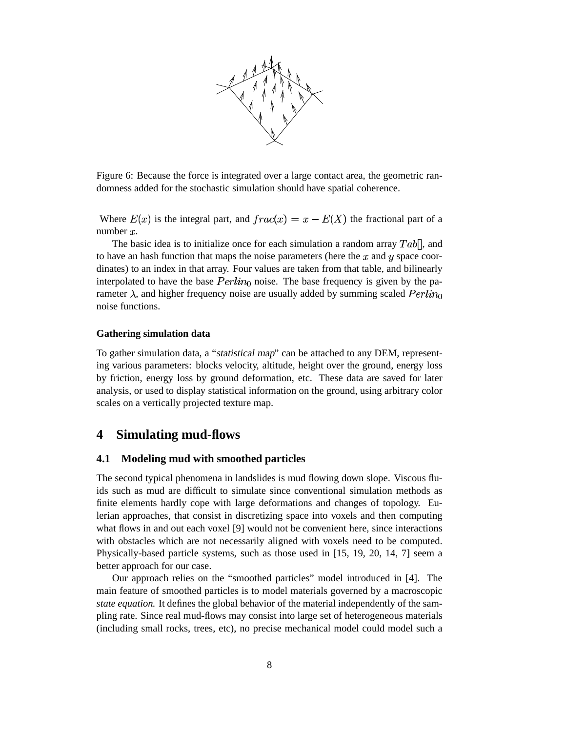Figure 6: Because the force is integrated over a large contact area, the geometric randomness added for the stochastic simulation should have spatial coherence.

Where $E(x)$ is the integral part, and $frac(x) = x - E(X)$ the fractional part of a number $x$.

The basic idea is to initialize once for each simulation a random array $Tab[]$, and to have an hash function that maps the noise parameters (here the $x$ and $y$ space coordinates) to an index in that array. Four values are taken from that table, and bilinearly interpolated to have the base $Perlin_0$ noise. The base frequency is given by the parameter $\lambda$, and higher frequency noise are usually added by summing scaled $Perlin_0$ noise functions.

#### Gathering simulation data

To gather simulation data, a "*statistical map*" can be attached to any DEM, representing various parameters: blocks velocity, altitude, height over the ground, energy loss by friction, energy loss by ground deformation, etc. These data are saved for later analysis, or used to display statistical information on the ground, using arbitrary color scales on a vertically projected texture map.

## 4 Simulating mud-flows

### 4.1 Modeling mud with smoothed particles

The second typical phenomena in landslides is mud flowing down slope. Viscous fluids such as mud are difficult to simulate since conventional simulation methods as finite elements hardly cope with large deformations and changes of topology. Eulerian approaches, that consist in discretizing space into voxels and then computing what flows in and out each voxel [9] would not be convenient here, since interactions with obstacles which are not necessarily aligned with voxels need to be computed. Physically-based particle systems, such as those used in [15, 19, 20, 14, 7] seem a better approach for our case.

Our approach relies on the "smoothed particles" model introduced in [4]. The main feature of smoothed particles is to model materials governed by a macroscopic *state equation*. It defines the global behavior of the material independently of the sampling rate. Since real mud-flows may consist into large set of heterogeneous materials (including small rocks, trees, etc), no precise mechanical model could model such a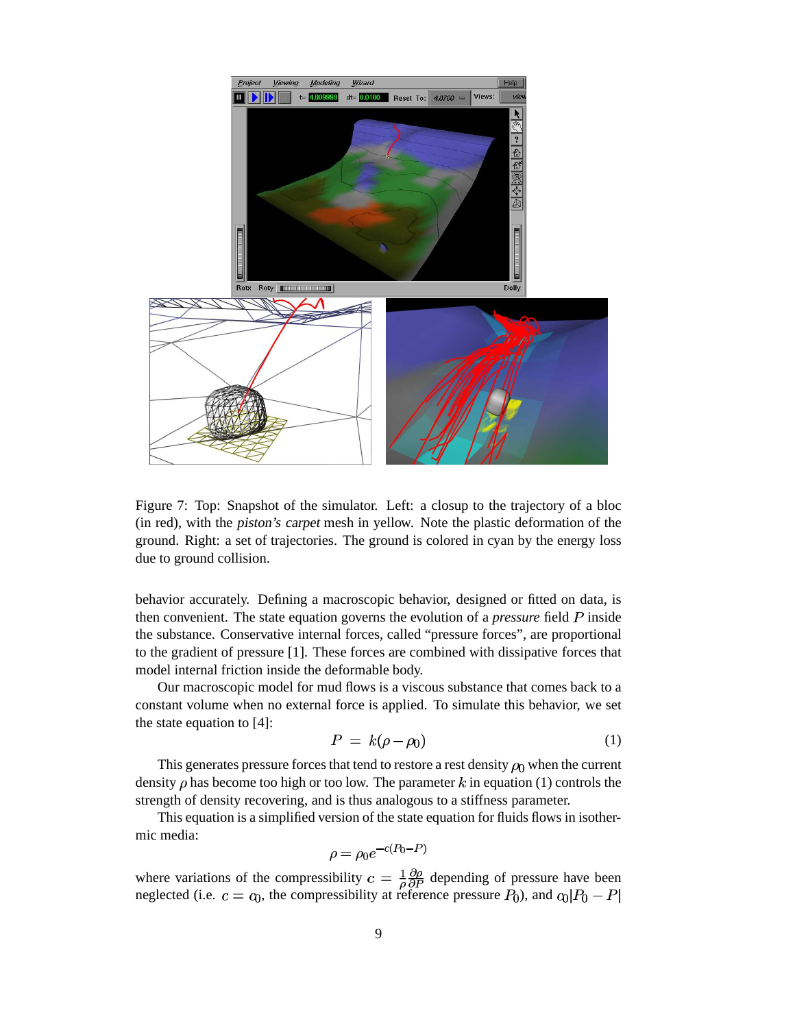Figure 7: Top: Snapshot of the simulator. Left: a closup to the trajectory of a bloc (in red), with the *piston's carpet* mesh in yellow. Note the plastic deformation of the ground. Right: a set of trajectories. The ground is colored in cyan by the energy loss due to ground collision.

behavior accurately. Defining a macroscopic behavior, designed or fitted on data, is then convenient. The state equation governs the evolution of a *pressure* field $P$ inside the substance. Conservative internal forces, called "pressure forces", are proportional to the gradient of pressure [1]. These forces are combined with dissipative forces that model internal friction inside the deformable body.

Our macroscopic model for mud flows is a viscous substance that comes back to a constant volume when no external force is applied. To simulate this behavior, we set the state equation to [4]:

$$P = k(\rho - \rho_0) \tag{1}$$

This generates pressure forces that tend to restore a rest density $\rho_0$ when the current density $\rho$ has become too high or too low. The parameter $k$ in equation (1) controls the strength of density recovering, and is thus analogous to a stiffness parameter.

This equation is a simplified version of the state equation for fluids flows in isothermic media:

$$\rho = \rho_0 e^{-c(P_0 - P)}$$

where variations of the compressibility $c = \frac{1}{\rho}\frac{\partial \rho}{\partial P}$ depending of pressure have been neglected (i.e. $c = c_0$, the compressibility at reference pressure $P_0$), and $c_0|P_0 - P|$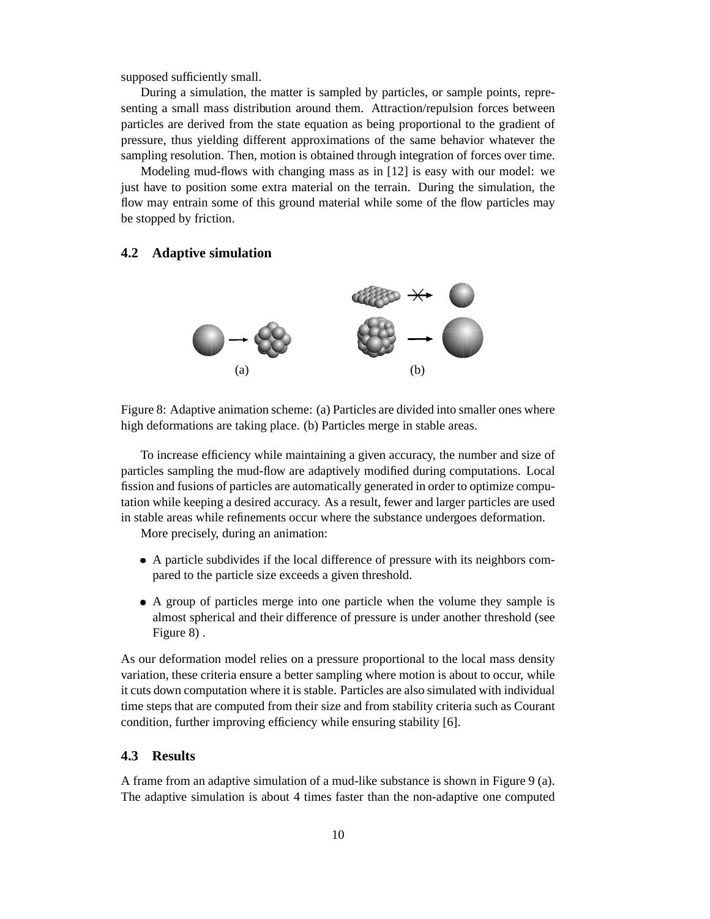supposed sufficiently small.

During a simulation, the matter is sampled by particles, or sample points, representing a small mass distribution around them. Attraction/repulsion forces between particles are derived from the state equation as being proportional to the gradient of pressure, thus yielding different approximations of the same behavior whatever the sampling resolution. Then, motion is obtained through integration of forces over time.

Modeling mud-flows with changing mass as in [12] is easy with our model: we just have to position some extra material on the terrain. During the simulation, the flow may entrain some of this ground material while some of the flow particles may be stopped by friction.

### 4.2 Adaptive simulation

(a)

(b)

Figure 8: Adaptive animation scheme: (a) Particles are divided into smaller ones where high deformations are taking place. (b) Particles merge in stable areas.

To increase efficiency while maintaining a given accuracy, the number and size of particles sampling the mud-flow are adaptively modified during computations. Local fission and fusions of particles are automatically generated in order to optimize computation while keeping a desired accuracy. As a result, fewer and larger particles are used in stable areas while refinements occur where the substance undergoes deformation.

More precisely, during an animation:

- A particle subdivides if the local difference of pressure with its neighbors compared to the particle size exceeds a given threshold.
- A group of particles merge into one particle when the volume they sample is almost spherical and their difference of pressure is under another threshold (see Figure 8) .

As our deformation model relies on a pressure proportional to the local mass density variation, these criteria ensure a better sampling where motion is about to occur, while it cuts down computation where it is stable. Particles are also simulated with individual time steps that are computed from their size and from stability criteria such as Courant condition, further improving efficiency while ensuring stability [6].

### 4.3 Results

A frame from an adaptive simulation of a mud-like substance is shown in Figure 9 (a). The adaptive simulation is about 4 times faster than the non-adaptive one computed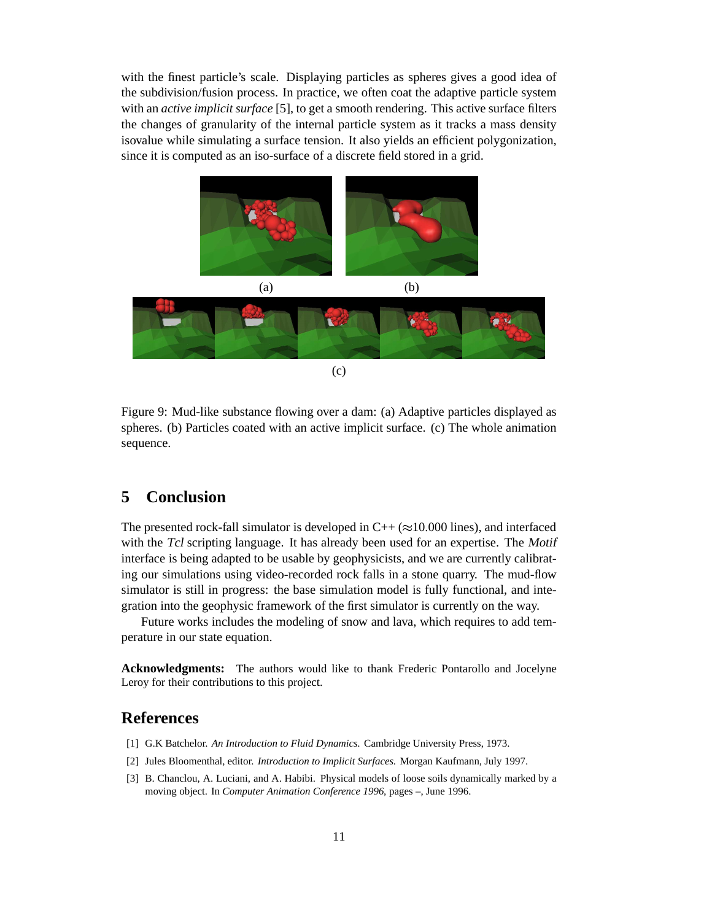with the finest particle's scale. Displaying particles as spheres gives a good idea of the subdivision/fusion process. In practice, we often coat the adaptive particle system with an *active implicit surface* [5], to get a smooth rendering. This active surface filters the changes of granularity of the internal particle system as it tracks a mass density isovalue while simulating a surface tension. It also yields an efficient polygonization, since it is computed as an iso-surface of a discrete field stored in a grid.

(a) (b)

(c)

Figure 9: Mud-like substance flowing over a dam: (a) Adaptive particles displayed as spheres. (b) Particles coated with an active implicit surface. (c) The whole animation sequence.

## 5 Conclusion

The presented rock-fall simulator is developed in C++ (≈10.000 lines), and interfaced with the *Tcl* scripting language. It has already been used for an expertise. The *Motif* interface is being adapted to be usable by geophysicists, and we are currently calibrating our simulations using video-recorded rock falls in a stone quarry. The mud-flow simulator is still in progress: the base simulation model is fully functional, and integration into the geophysic framework of the first simulator is currently on the way.

Future works includes the modeling of snow and lava, which requires to add temperature in our state equation.

**Acknowledgments:** The authors would like to thank Frederic Pontarollo and Jocelyne Leroy for their contributions to this project.

## References

[1] G.K Batchelor. *An Introduction to Fluid Dynamics.* Cambridge University Press, 1973.

[2] Jules Bloomenthal, editor. *Introduction to Implicit Surfaces.* Morgan Kaufmann, July 1997.

[3] B. Chanclou, A. Luciani, and A. Habibi. Physical models of loose soils dynamically marked by a moving object. In *Computer Animation Conference 1996*, pages –, June 1996.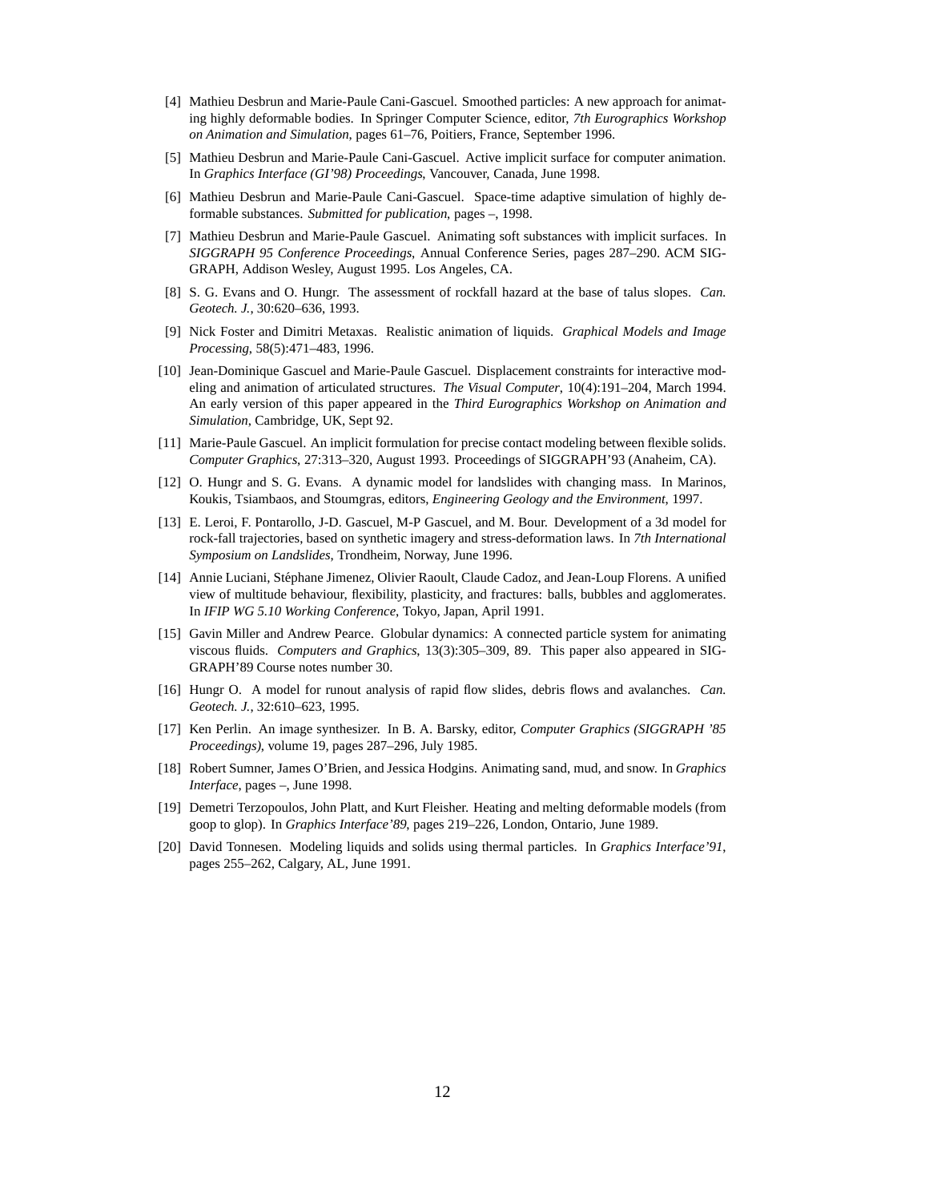[4] Mathieu Desbrun and Marie-Paule Cani-Gascuel. Smoothed particles: A new approach for animating highly deformable bodies. In Springer Computer Science, editor, *7th Eurographics Workshop on Animation and Simulation*, pages 61–76, Poitiers, France, September 1996.

[5] Mathieu Desbrun and Marie-Paule Cani-Gascuel. Active implicit surface for computer animation. In *Graphics Interface (GI'98) Proceedings*, Vancouver, Canada, June 1998.

[6] Mathieu Desbrun and Marie-Paule Cani-Gascuel. Space-time adaptive simulation of highly deformable substances. *Submitted for publication*, pages –, 1998.

[7] Mathieu Desbrun and Marie-Paule Gascuel. Animating soft substances with implicit surfaces. In *SIGGRAPH 95 Conference Proceedings*, Annual Conference Series, pages 287–290. ACM SIGGRAPH, Addison Wesley, August 1995. Los Angeles, CA.

[8] S. G. Evans and O. Hungr. The assessment of rockfall hazard at the base of talus slopes. *Can. Geotech. J.*, 30:620–636, 1993.

[9] Nick Foster and Dimitri Metaxas. Realistic animation of liquids. *Graphical Models and Image Processing*, 58(5):471–483, 1996.

[10] Jean-Dominique Gascuel and Marie-Paule Gascuel. Displacement constraints for interactive modeling and animation of articulated structures. *The Visual Computer*, 10(4):191–204, March 1994. An early version of this paper appeared in the *Third Eurographics Workshop on Animation and Simulation*, Cambridge, UK, Sept 92.

[11] Marie-Paule Gascuel. An implicit formulation for precise contact modeling between flexible solids. *Computer Graphics*, 27:313–320, August 1993. Proceedings of SIGGRAPH'93 (Anaheim, CA).

[12] O. Hungr and S. G. Evans. A dynamic model for landslides with changing mass. In Marinos, Koukis, Tsiambaos, and Stoumgras, editors, *Engineering Geology and the Environment*, 1997.

[13] E. Leroi, F. Pontarollo, J-D. Gascuel, M-P Gascuel, and M. Bour. Development of a 3d model for rock-fall trajectories, based on synthetic imagery and stress-deformation laws. In *7th International Symposium on Landslides*, Trondheim, Norway, June 1996.

[14] Annie Luciani, Stéphane Jimenez, Olivier Raoult, Claude Cadoz, and Jean-Loup Florens. A unified view of multitude behaviour, flexibility, plasticity, and fractures: balls, bubbles and agglomerates. In *IFIP WG 5.10 Working Conference*, Tokyo, Japan, April 1991.

[15] Gavin Miller and Andrew Pearce. Globular dynamics: A connected particle system for animating viscous fluids. *Computers and Graphics*, 13(3):305–309, 89. This paper also appeared in SIGGRAPH'89 Course notes number 30.

[16] Hungr O. A model for runout analysis of rapid flow slides, debris flows and avalanches. *Can. Geotech. J.*, 32:610–623, 1995.

[17] Ken Perlin. An image synthesizer. In B. A. Barsky, editor, *Computer Graphics (SIGGRAPH '85 Proceedings)*, volume 19, pages 287–296, July 1985.

[18] Robert Sumner, James O'Brien, and Jessica Hodgins. Animating sand, mud, and snow. In *Graphics Interface*, pages –, June 1998.

[19] Demetri Terzopoulos, John Platt, and Kurt Fleisher. Heating and melting deformable models (from goop to glop). In *Graphics Interface'89*, pages 219–226, London, Ontario, June 1989.

[20] David Tonnesen. Modeling liquids and solids using thermal particles. In *Graphics Interface'91*, pages 255–262, Calgary, AL, June 1991.